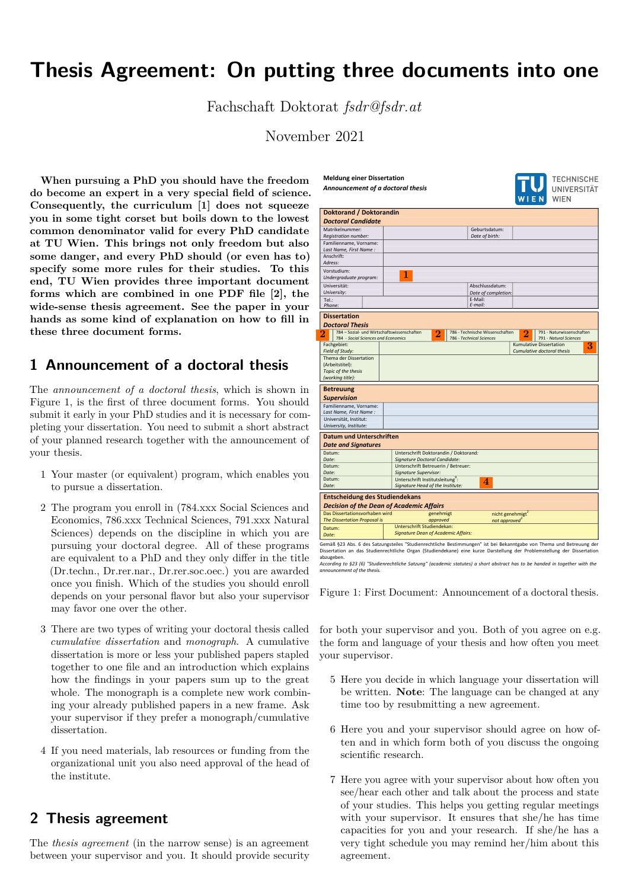# Thesis Agreement: On putting three documents into one

Fachschaft Doktorat *fsdr@fsdr.at*

November 2021

**When pursuing a PhD you should have the freedom do become an expert in a very special field of science. Consequently, the curriculum [1] does not squeeze you in some tight corset but boils down to the lowest common denominator valid for every PhD candidate at TU Wien. This brings not only freedom but also some danger, and every PhD should (or even has to) specify some more rules for their studies. To this end, TU Wien provides three important document forms which are combined in one PDF file [2], the wide-sense thesis agreement. See the paper in your hands as some kind of explanation on how to fill in these three document forms.**

## 1 Announcement of a doctoral thesis

The *announcement of a doctoral thesis*, which is shown in Figure 1, is the first of three document forms. You should submit it early in your PhD studies and it is necessary for completing your dissertation. You need to submit a short abstract of your planned research together with the announcement of your thesis.

1. Your master (or equivalent) program, which enables you to pursue a dissertation.
2. The program you enroll in (784.xxx Social Sciences and Economics, 786.xxx Technical Sciences, 791.xxx Natural Sciences) depends on the discipline in which you are pursuing your doctoral degree. All of these programs are equivalent to a PhD and they only differ in the title (Dr.techn., Dr.rer.nar., Dr.rer.soc.oec.) you are awarded once you finish. Which of the studies you should enroll depends on your personal flavor but also your supervisor may favor one over the other.
3. There are two types of writing your doctoral thesis called *cumulative dissertation* and *monograph*. A cumulative dissertation is more or less your published papers stapled together to one file and an introduction which explains how the findings in your papers sum up to the great whole. The monograph is a complete new work combining your already published papers in a new frame. Ask your supervisor if they prefer a monograph/cumulative dissertation.
4. If you need materials, lab resources or funding from the organizational unit you also need approval of the head of the institute.

**Meldung einer Dissertation**
*Announcement of a doctoral thesis*

TU WIEN – TECHNISCHE UNIVERSITÄT WIEN

| **Doktorand / Doktorandin** *Doctoral Candidate* | | | |
|---|---|---|---|
| Matrikelnummer: *Registration number:* | | Geburtsdatum: *Date of birth:* | |
| Familienname, Vorname: *Last Name, First Name :* | | | |
| Anschrift: *Adress:* | | | |
| Vorstudium: *Undergraduate program:* | 1 | | |
| Universität: *University:* | | Abschlussdatum: *Date of completion:* | |
| Tel.: *Phone:* | | E-Mail: *E-mail:* | |

| **Dissertation** *Doctoral Thesis* | | |
|---|---|---|
| 2 784 – Sozial- und Wirtschaftswissenschaften / 784 - *Social Sciences and Economics* | 2 786 - Technische Wissenschaften / 786 - *Technical Sciences* | 2 791 - Naturwissenschaften / 791 - *Natural Sciences* |
| Fachgebiet: *Field of Study:* | | Kumulative Dissertation / *Cumulative doctoral thesis* 3 |
| Thema der Dissertation (Arbeitstitel): *Topic of the thesis (working title):* | | |

| **Betreuung** *Supervision* | |
|---|---|
| Familienname, Vorname: *Last Name, First Name :* | |
| Universität, Institut: *University, Institute:* | |

| **Datum und Unterschriften** *Date and Signatures* | |
|---|---|
| Datum: *Date:* | Unterschrift Doktorandin / Doktorand: *Signature Doctoral Candidate:* |
| Datum: *Date:* | Unterschrift Betreuerin / Betreuer: *Signature Supervisor:* |
| Datum: *Date:* | Unterschrift Institutsleitung[1]: *Signature Head of the Institute:* 4 |

| **Entscheidung des Studiendekans** *Decision of the Dean of Academic Affairs* | | |
|---|---|---|
| Das Dissertationsvorhaben wird / *The Dissertation Proposal is* | genehmigt / *approved* | nicht genehmigt[2] / *not approved*[2] |
| Datum: *Date:* | Unterschrift Studiendekan: *Signature Dean of Academic Affairs:* | |

Gemäß §23 Abs. 6 des Satzungsteiles "Studienrechtliche Bestimmungen" ist bei Bekanntgabe von Thema und Betreuung der Dissertation an das Studienrechtliche Organ (Studiendekane) eine kurze Darstellung der Problemstellung der Dissertation abzugeben.
*According to §23 (6) "Studienrechtliche Satzung" (academic statutes) a short abstract has to be handed in together with the announcement of the thesis.*

Figure 1: First Document: Announcement of a doctoral thesis.

## 2 Thesis agreement

The *thesis agreement* (in the narrow sense) is an agreement between your supervisor and you. It should provide security for both your supervisor and you. Both of you agree on e.g. the form and language of your thesis and how often you meet your supervisor.

5. Here you decide in which language your dissertation will be written. **Note**: The language can be changed at any time too by resubmitting a new agreement.
6. Here you and your supervisor should agree on how often and in which form both of you discuss the ongoing scientific research.
7. Here you agree with your supervisor about how often you see/hear each other and talk about the process and state of your studies. This helps you getting regular meetings with your supervisor. It ensures that she/he has time capacities for you and your research. If she/he has a very tight schedule you may remind her/him about this agreement.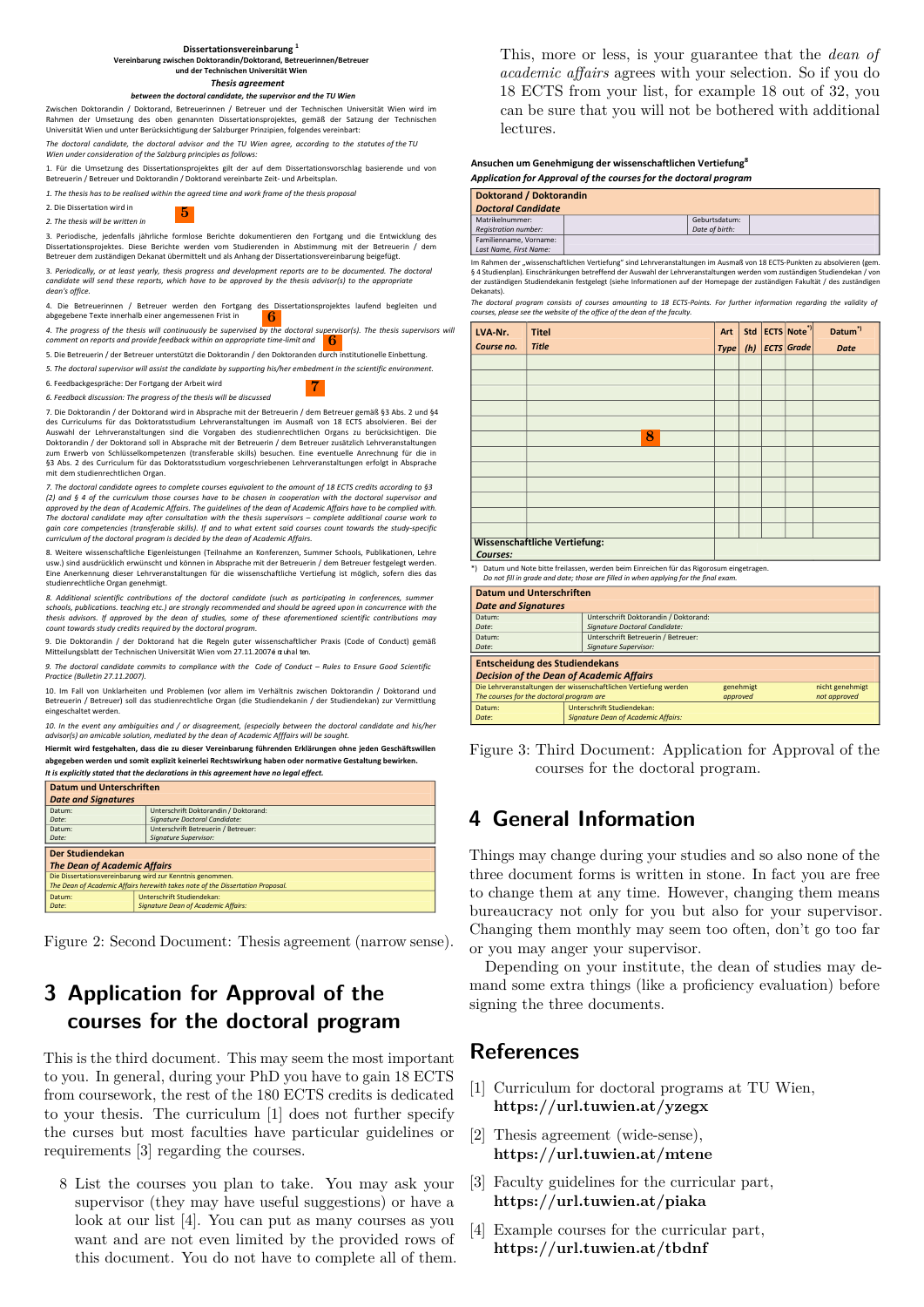**Dissertationsvereinbarung [1]**
**Vereinbarung zwischen Doktorandin/Doktorand, Betreuerinnen/Betreuer und der Technischen Universität Wien**
***Thesis agreement***
***between the doctoral candidate, the supervisor and the TU Wien***

Zwischen Doktorandin / Doktorand, Betreuerinnen / Betreuer und der Technischen Universität Wien wird im Rahmen der Umsetzung des oben genannten Dissertationsprojektes, gemäß der Satzung der Technischen Universität Wien und unter Berücksichtigung der Salzburger Prinzipien, folgendes vereinbart:

*The doctoral candidate, the doctoral advisor and the TU Wien agree, according to the statutes of the TU Wien under consideration of the Salzburg principles as follows:*

1. Für die Umsetzung des Dissertationsprojektes gilt der auf dem Dissertationsvorschlag basierende und von Betreuerin / Betreuer und Doktorandin / Doktorand vereinbarte Zeit- und Arbeitsplan.

*1. The thesis has to be realised within the agreed time and work frame of the thesis proposal*

2. Die Dissertation wird in **5**

*2. The thesis will be written in*

3. Periodische, jedenfalls jährliche formlose Berichte dokumentieren den Fortgang und die Entwicklung des Dissertationsprojektes. Diese Berichte werden vom Studierenden in Abstimmung mit der Betreuerin / dem Betreuer dem zuständigen Dekanat übermittelt und als Anhang der Dissertationsvereinbarung beigefügt.

*3. Periodically, or at least yearly, thesis progress and development reports are to be documented. The doctoral candidate will send these reports, which have to be approved by the thesis advisor(s) to the appropriate dean's office.*

4. Die Betreuerinnen / Betreuer werden den Fortgang des Dissertationsprojektes laufend begleiten und abgegebene Texte innerhalb einer angemessenen Frist in **6**

*4. The progress of the thesis will continuously be supervised by the doctoral supervisor(s). The thesis supervisors will comment on reports and provide feedback within an appropriate time-limit and* **6**

5. Die Betreuerin / der Betreuer unterstützt die Doktorandin / den Doktoranden durch institutionelle Einbettung.

*5. The doctoral supervisor will assist the candidate by supporting his/her embedment in the scientific environment.*

6. Feedbackgespräche: Der Fortgang der Arbeit wird **7**

*6. Feedback discussion: The progress of the thesis will be discussed*

7. Die Doktorandin / der Doktorand wird in Absprache mit der Betreuerin / dem Betreuer gemäß §3 Abs. 2 und §4 des Curriculums für das Doktoratsstudium Lehrveranstaltungen im Ausmaß von 18 ECTS absolvieren. Bei der Auswahl der Lehrveranstaltungen sind die Vorgaben des studienrechtlichen Organs zu berücksichtigen. Die Doktorandin / der Doktorand soll in Absprache mit der Betreuerin / dem Betreuer zusätzlich Lehrveranstaltungen zum Erwerb von Schlüsselkompetenzen (transferable skills) besuchen. Eine eventuelle Anrechnung für die in §3 Abs. 2 des Curriculum für das Doktoratsstudium vorgeschriebenen Lehrveranstaltungen erfolgt in Absprache mit dem studienrechtlichen Organ.

*7. The doctoral candidate agrees to complete courses equivalent to the amount of 18 ECTS credits according to §3 (2) and § 4 of the curriculum those courses have to be chosen in cooperation with the doctoral supervisor and approved by the dean of Academic Affairs. The guidelines of the dean of Academic Affairs have to be complied with. The doctoral candidate may after consultation with the thesis supervisors – complete additional course work to gain core competencies (transferable skills). If and to what extent said courses count towards the study-specific curriculum of the doctoral program is decided by the dean of Academic Affairs.*

8. Weitere wissenschaftliche Eigenleistungen (Teilnahme an Konferenzen, Summer Schools, Publikationen, Lehre usw.) sind ausdrücklich erwünscht und können in Absprache mit der Betreuerin / dem Betreuer festgelegt werden. Eine Anerkennung dieser Lehrveranstaltungen für die wissenschaftliche Vertiefung ist möglich, sofern dies das studienrechtliche Organ genehmigt.

*8. Additional scientific contributions of the doctoral candidate (such as participating in conferences, summer schools, publications, teaching etc.) are strongly recommended and should be agreed upon in concurrence with the thesis advisors. If approved by the dean of studies, some of these aforementioned scientific contributions may count towards study credits required by the doctoral program.*

9. Die Doktorandin / der Doktorand hat die Regeln guter wissenschaftlicher Praxis (Code of Conduct) gemäß Mitteilungsblatt der Technischen Universität Wien vom 27.11.2007 einzuhalten.

*9. The doctoral candidate commits to compliance with the Code of Conduct – Rules to Ensure Good Scientific Practice (Bulletin 27.11.2007).*

10. Im Fall von Unklarheiten und Problemen (vor allem im Verhältnis zwischen Doktorandin / Doktorand und Betreuerin / Betreuer) soll das studienrechtliche Organ (die Studiendekanin / der Studiendekan) zur Vermittlung eingeschaltet werden.

*10. In the event any ambiguities and / or disagreement, (especially between the doctoral candidate and his/her advisor(s) an amicable solution, mediated by the dean of Academic Afffairs will be sought.*

**Hiermit wird festgehalten, dass die zu dieser Vereinbarung führenden Erklärungen ohne jeden Geschäftswillen abgegeben werden und somit explizit keinerlei Rechtswirkung haben oder normative Gestaltung bewirken.**
***It is explicitly stated that the declarations in this agreement have no legal effect.***

| **Datum und Unterschriften** *Date and Signatures* | |
|---|---|
| Datum: *Date:* | Unterschrift Doktorandin / Doktorand: *Signature Doctoral Candidate:* |
| Datum: *Date:* | Unterschrift Betreuerin / Betreuer: *Signature Supervisor:* |

| **Der Studiendekan** *The Dean of Academic Affairs* | |
|---|---|
| Die Dissertationsvereinbarung wird zur Kenntnis genommen. *The Dean of Academic Affairs herewith takes note of the Dissertation Proposal.* | |
| Datum: *Date:* | Unterschrift Studiendekan: *Signature Dean of Academic Affairs:* |

Figure 2: Second Document: Thesis agreement (narrow sense).

## 3 Application for Approval of the courses for the doctoral program

This is the third document. This may seem the most important to you. In general, during your PhD you have to gain 18 ECTS from coursework, the rest of the 180 ECTS credits is dedicated to your thesis. The curriculum [1] does not further specify the curses but most faculties have particular guidelines or requirements [3] regarding the courses.

8 List the courses you plan to take. You may ask your supervisor (they may have useful suggestions) or have a look at our list [4]. You can put as many courses as you want and are not even limited by the provided rows of this document. You do not have to complete all of them.

This, more or less, is your guarantee that the *dean of academic affairs* agrees with your selection. So if you do 18 ECTS from your list, for example 18 out of 32, you can be sure that you will not be bothered with additional lectures.

**Ansuchen um Genehmigung der wissenschaftlichen Vertiefung [8]**
***Application for Approval of the courses for the doctoral program***

| **Doktorand / Doktorandin** *Doctoral Candidate* | | | |
|---|---|---|---|
| Matrikelnummer: *Registration number:* | | Geburtsdatum: *Date of birth:* | |
| Familienname, Vorname: *Last Name, First Name:* | | | |

Im Rahmen der „wissenschaftlichen Vertiefung" sind Lehrveranstaltungen im Ausmaß von 18 ECTS-Punkten zu absolvieren (gem. § 4 Studienplan). Einschränkungen betreffend der Auswahl der Lehrveranstaltungen werden vom zuständigen Studiendekan / von der zuständigen Studiendekanin festgelegt (siehe Informationen auf der Homepage der zuständigen Fakultät / des zuständigen Dekanats).

*The doctoral program consists of courses amounting to 18 ECTS-Points. For further information regarding the validity of courses, please see the website of the office of the dean of the faculty.*

| LVA-Nr. *Course no.* | Titel *Title* | Art *Type* | Std *(h)* | ECTS *ECTS* | Note*) *Grade* | Datum*) *Date* |
|---|---|---|---|---|---|---|
| | | | | | | |
| | | | | | | |
| | | | | | | |
| | | | | | | |
| | **8** | | | | | |
| | | | | | | |
| | | | | | | |
| | | | | | | |
| | | | | | | |
| | | | | | | |
| | | | | | | |
| **Wissenschaftliche Vertiefung:** *Courses:* | | | | | | |

*) Datum und Note bitte freilassen, werden beim Einreichen für das Rigorosum eingetragen.
*Do not fill in grade and date; those are filled in when applying for the final exam.*

| **Datum und Unterschriften** *Date and Signatures* | |
|---|---|
| Datum: *Date:* | Unterschrift Doktorandin / Doktorand: *Signature Doctoral Candidate:* |
| Datum: *Date:* | Unterschrift Betreuerin / Betreuer: *Signature Supervisor:* |

| **Entscheidung des Studiendekans** *Decision of the Dean of Academic Affairs* | | |
|---|---|---|
| Die Lehrveranstaltungen der wissenschaftlichen Vertiefung werden *The courses for the doctoral program are* | genehmigt *approved* | nicht genehmigt *not approved* |
| Datum: *Date:* | Unterschrift Studiendekan: *Signature Dean of Academic Affairs:* | |

Figure 3: Third Document: Application for Approval of the courses for the doctoral program.

## 4 General Information

Things may change during your studies and so also none of the three document forms is written in stone. In fact you are free to change them at any time. However, changing them means bureaucracy not only for you but also for your supervisor. Changing them monthly may seem too often, don't go too far or you may anger your supervisor.

Depending on your institute, the dean of studies may demand some extra things (like a proficiency evaluation) before signing the three documents.

## References

[1] Curriculum for doctoral programs at TU Wien, **https://url.tuwien.at/yzegx**

[2] Thesis agreement (wide-sense), **https://url.tuwien.at/mtene**

[3] Faculty guidelines for the curricular part, **https://url.tuwien.at/piaka**

[4] Example courses for the curricular part, **https://url.tuwien.at/tbdnf**